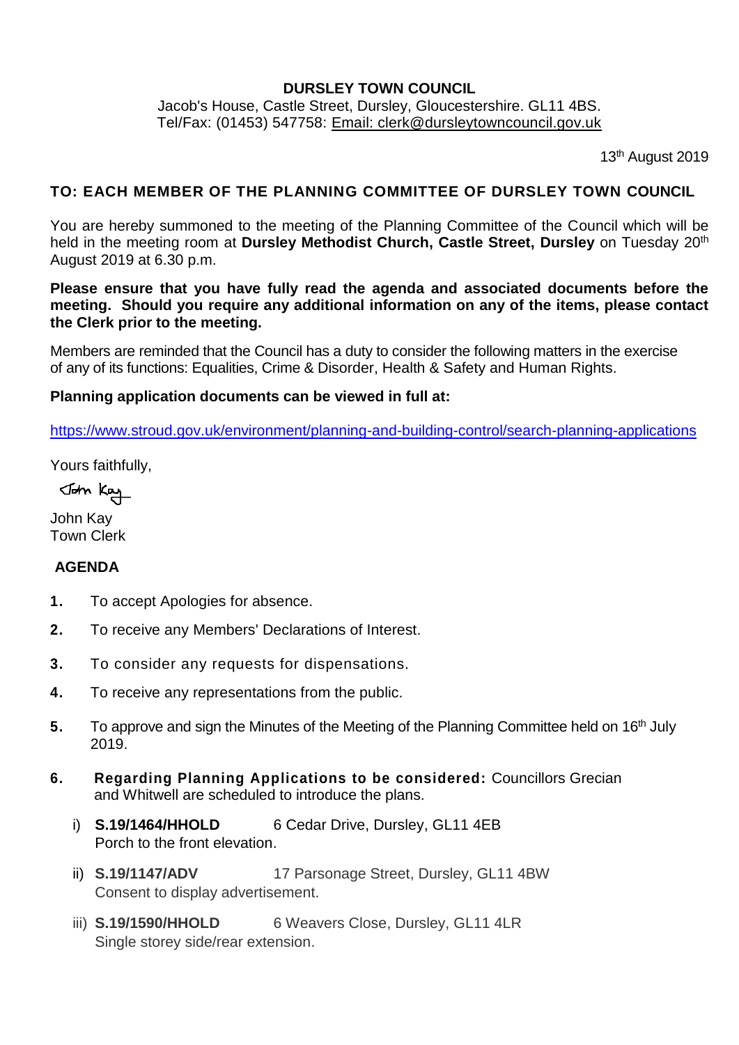**DURSLEY TOWN COUNCIL**

Jacob's House, Castle Street, Dursley, Gloucestershire. GL11 4BS.
Tel/Fax: (01453) 547758: Email: clerk@dursleytowncouncil.gov.uk

13th August 2019

**TO: EACH MEMBER OF THE PLANNING COMMITTEE OF DURSLEY TOWN COUNCIL**

You are hereby summoned to the meeting of the Planning Committee of the Council which will be held in the meeting room at **Dursley Methodist Church, Castle Street, Dursley** on Tuesday 20th August 2019 at 6.30 p.m.

**Please ensure that you have fully read the agenda and associated documents before the meeting. Should you require any additional information on any of the items, please contact the Clerk prior to the meeting.**

Members are reminded that the Council has a duty to consider the following matters in the exercise of any of its functions: Equalities, Crime & Disorder, Health & Safety and Human Rights.

**Planning application documents can be viewed in full at:**

https://www.stroud.gov.uk/environment/planning-and-building-control/search-planning-applications

Yours faithfully,

John Kay

John Kay
Town Clerk

**AGENDA**

1. To accept Apologies for absence.
2. To receive any Members' Declarations of Interest.
3. To consider any requests for dispensations.
4. To receive any representations from the public.
5. To approve and sign the Minutes of the Meeting of the Planning Committee held on 16th July 2019.
6. **Regarding Planning Applications to be considered:** Councillors Grecian and Whitwell are scheduled to introduce the plans.
   i) **S.19/1464/HHOLD** 6 Cedar Drive, Dursley, GL11 4EB
   Porch to the front elevation.
   ii) **S.19/1147/ADV** 17 Parsonage Street, Dursley, GL11 4BW
   Consent to display advertisement.
   iii) **S.19/1590/HHOLD** 6 Weavers Close, Dursley, GL11 4LR
   Single storey side/rear extension.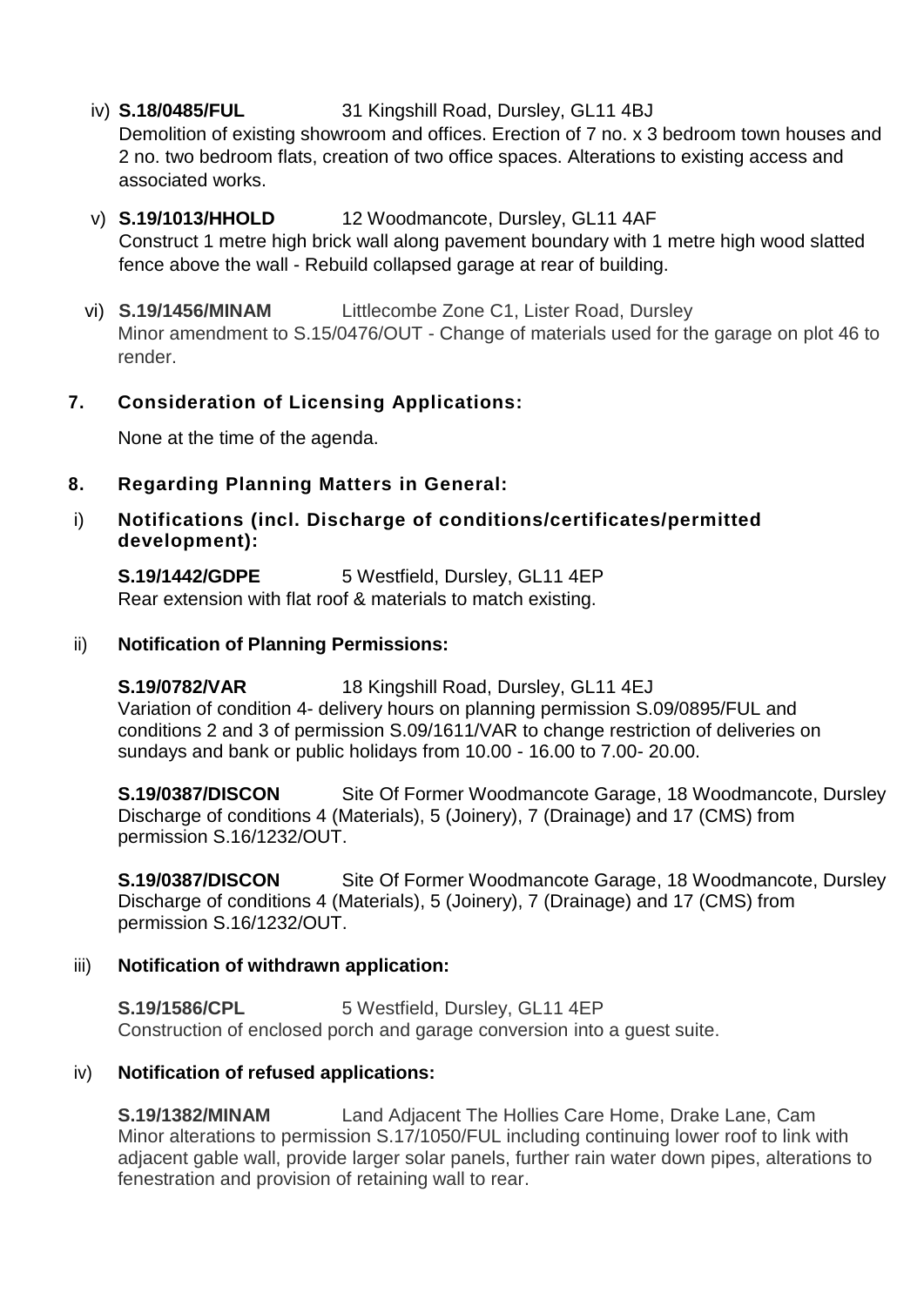iv) **S.18/0485/FUL** 31 Kingshill Road, Dursley, GL11 4BJ
Demolition of existing showroom and offices. Erection of 7 no. x 3 bedroom town houses and 2 no. two bedroom flats, creation of two office spaces. Alterations to existing access and associated works.

v) **S.19/1013/HHOLD** 12 Woodmancote, Dursley, GL11 4AF
Construct 1 metre high brick wall along pavement boundary with 1 metre high wood slatted fence above the wall - Rebuild collapsed garage at rear of building.

vi) **S.19/1456/MINAM** Littlecombe Zone C1, Lister Road, Dursley
Minor amendment to S.15/0476/OUT - Change of materials used for the garage on plot 46 to render.

## 7. Consideration of Licensing Applications:

None at the time of the agenda.

## 8. Regarding Planning Matters in General:

### i) Notifications (incl. Discharge of conditions/certificates/permitted development):

**S.19/1442/GDPE** 5 Westfield, Dursley, GL11 4EP
Rear extension with flat roof & materials to match existing.

### ii) Notification of Planning Permissions:

**S.19/0782/VAR** 18 Kingshill Road, Dursley, GL11 4EJ
Variation of condition 4- delivery hours on planning permission S.09/0895/FUL and conditions 2 and 3 of permission S.09/1611/VAR to change restriction of deliveries on sundays and bank or public holidays from 10.00 - 16.00 to 7.00- 20.00.

**S.19/0387/DISCON** Site Of Former Woodmancote Garage, 18 Woodmancote, Dursley
Discharge of conditions 4 (Materials), 5 (Joinery), 7 (Drainage) and 17 (CMS) from permission S.16/1232/OUT.

**S.19/0387/DISCON** Site Of Former Woodmancote Garage, 18 Woodmancote, Dursley
Discharge of conditions 4 (Materials), 5 (Joinery), 7 (Drainage) and 17 (CMS) from permission S.16/1232/OUT.

### iii) Notification of withdrawn application:

**S.19/1586/CPL** 5 Westfield, Dursley, GL11 4EP
Construction of enclosed porch and garage conversion into a guest suite.

### iv) Notification of refused applications:

**S.19/1382/MINAM** Land Adjacent The Hollies Care Home, Drake Lane, Cam
Minor alterations to permission S.17/1050/FUL including continuing lower roof to link with adjacent gable wall, provide larger solar panels, further rain water down pipes, alterations to fenestration and provision of retaining wall to rear.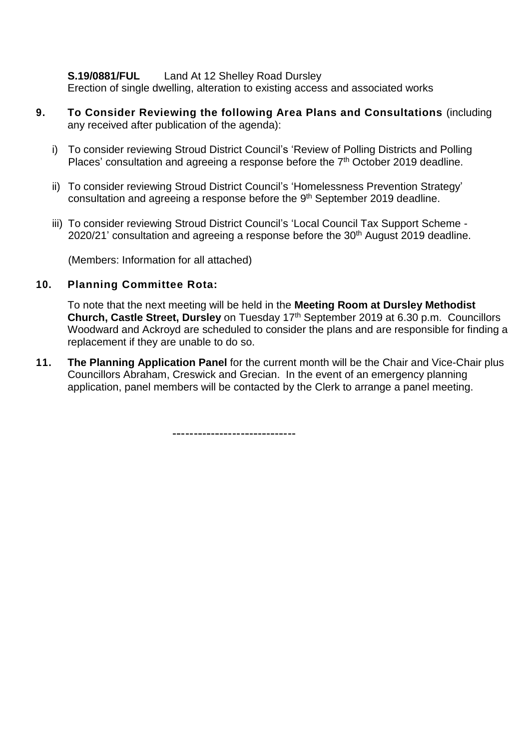**S.19/0881/FUL** Land At 12 Shelley Road Dursley
Erection of single dwelling, alteration to existing access and associated works

**9. To Consider Reviewing the following Area Plans and Consultations** (including any received after publication of the agenda):

i) To consider reviewing Stroud District Council's 'Review of Polling Districts and Polling Places' consultation and agreeing a response before the 7th October 2019 deadline.

ii) To consider reviewing Stroud District Council's 'Homelessness Prevention Strategy' consultation and agreeing a response before the 9th September 2019 deadline.

iii) To consider reviewing Stroud District Council's 'Local Council Tax Support Scheme - 2020/21' consultation and agreeing a response before the 30th August 2019 deadline.

(Members: Information for all attached)

**10. Planning Committee Rota:**

To note that the next meeting will be held in the **Meeting Room at Dursley Methodist Church, Castle Street, Dursley** on Tuesday 17th September 2019 at 6.30 p.m. Councillors Woodward and Ackroyd are scheduled to consider the plans and are responsible for finding a replacement if they are unable to do so.

**11. The Planning Application Panel** for the current month will be the Chair and Vice-Chair plus Councillors Abraham, Creswick and Grecian. In the event of an emergency planning application, panel members will be contacted by the Clerk to arrange a panel meeting.

-----------------------------